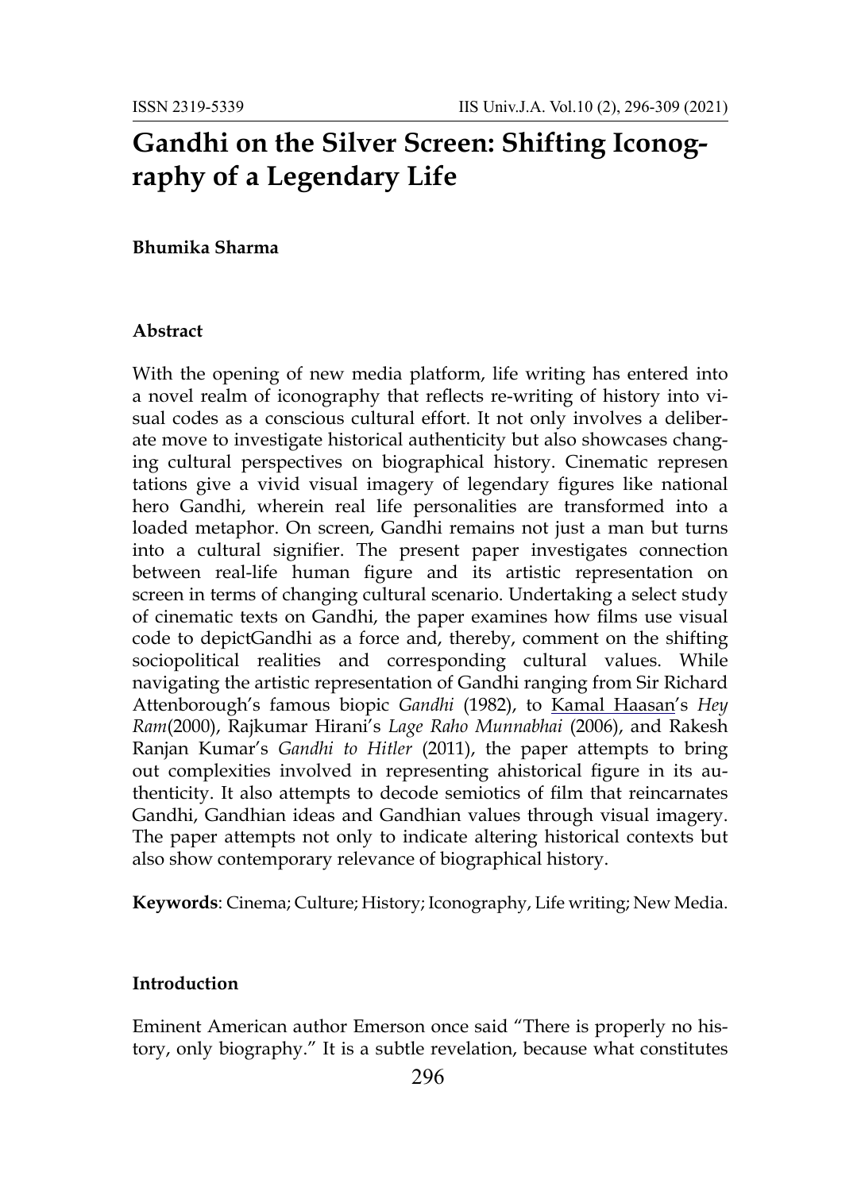# Gandhi on the Silver Screen: Shifting Iconography of a Legendary Life

**Bhumika Sharma**

### Abstract

With the opening of new media platform, life writing has entered into a novel realm of iconography that reflects re-writing of history into visual codes as a conscious cultural effort. It not only involves a deliberate move to investigate historical authenticity but also showcases changing cultural perspectives on biographical history. Cinematic represen tations give a vivid visual imagery of legendary figures like national hero Gandhi, wherein real life personalities are transformed into a loaded metaphor. On screen, Gandhi remains not just a man but turns into a cultural signifier. The present paper investigates connection between real-life human figure and its artistic representation on screen in terms of changing cultural scenario. Undertaking a select study of cinematic texts on Gandhi, the paper examines how films use visual code to depictGandhi as a force and, thereby, comment on the shifting sociopolitical realities and corresponding cultural values. While navigating the artistic representation of Gandhi ranging from Sir Richard Attenborough's famous biopic *Gandhi* (1982), to Kamal Haasan's *Hey Ram*(2000), Rajkumar Hirani's *Lage Raho Munnabhai* (2006), and Rakesh Ranjan Kumar's *Gandhi to Hitler* (2011), the paper attempts to bring out complexities involved in representing ahistorical figure in its authenticity. It also attempts to decode semiotics of film that reincarnates Gandhi, Gandhian ideas and Gandhian values through visual imagery. The paper attempts not only to indicate altering historical contexts but also show contemporary relevance of biographical history.

**Keywords**: Cinema; Culture; History; Iconography, Life writing; New Media.

### Introduction

Eminent American author Emerson once said "There is properly no history, only biography." It is a subtle revelation, because what constitutes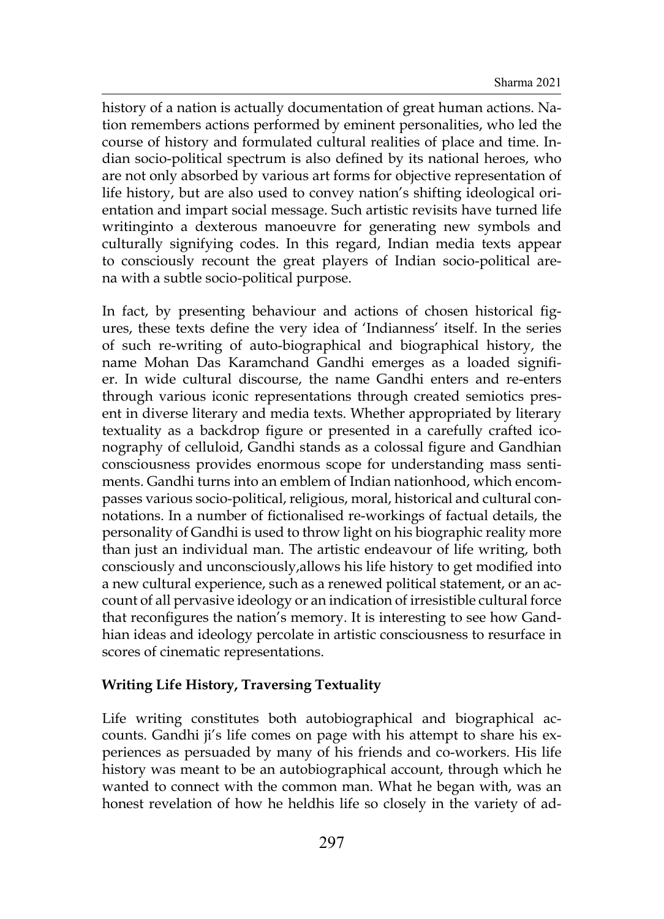history of a nation is actually documentation of great human actions. Nation remembers actions performed by eminent personalities, who led the course of history and formulated cultural realities of place and time. Indian socio-political spectrum is also defined by its national heroes, who are not only absorbed by various art forms for objective representation of life history, but are also used to convey nation's shifting ideological orientation and impart social message. Such artistic revisits have turned life writinginto a dexterous manoeuvre for generating new symbols and culturally signifying codes. In this regard, Indian media texts appear to consciously recount the great players of Indian socio-political arena with a subtle socio-political purpose.

In fact, by presenting behaviour and actions of chosen historical figures, these texts define the very idea of 'Indianness' itself. In the series of such re-writing of auto-biographical and biographical history, the name Mohan Das Karamchand Gandhi emerges as a loaded signifier. In wide cultural discourse, the name Gandhi enters and re-enters through various iconic representations through created semiotics present in diverse literary and media texts. Whether appropriated by literary textuality as a backdrop figure or presented in a carefully crafted iconography of celluloid, Gandhi stands as a colossal figure and Gandhian consciousness provides enormous scope for understanding mass sentiments. Gandhi turns into an emblem of Indian nationhood, which encompasses various socio-political, religious, moral, historical and cultural connotations. In a number of fictionalised re-workings of factual details, the personality of Gandhi is used to throw light on his biographic reality more than just an individual man. The artistic endeavour of life writing, both consciously and unconsciously,allows his life history to get modified into a new cultural experience, such as a renewed political statement, or an account of all pervasive ideology or an indication of irresistible cultural force that reconfigures the nation's memory. It is interesting to see how Gandhian ideas and ideology percolate in artistic consciousness to resurface in scores of cinematic representations.

**Writing Life History, Traversing Textuality**

Life writing constitutes both autobiographical and biographical accounts. Gandhi ji's life comes on page with his attempt to share his experiences as persuaded by many of his friends and co-workers. His life history was meant to be an autobiographical account, through which he wanted to connect with the common man. What he began with, was an honest revelation of how he heldhis life so closely in the variety of ad-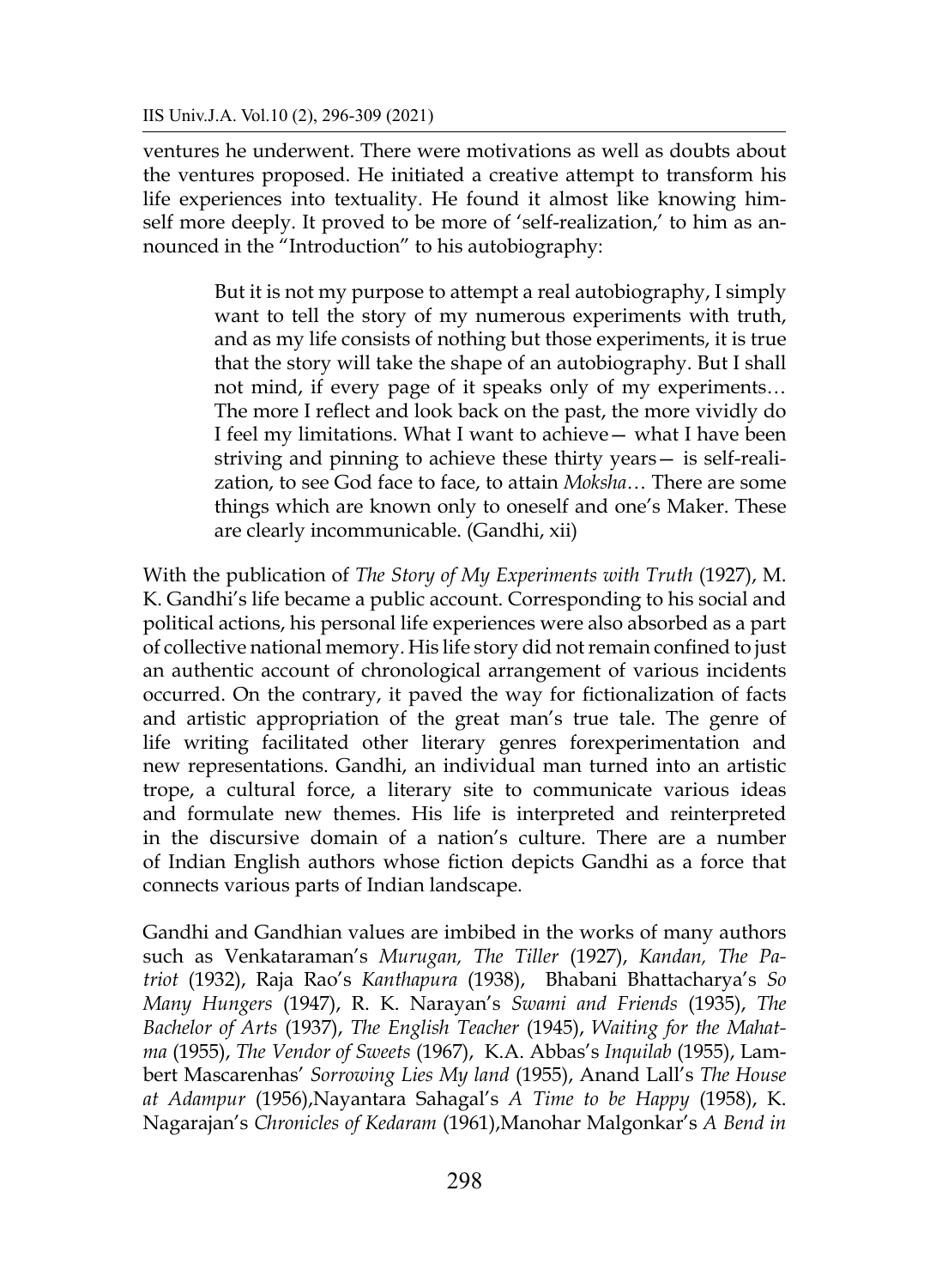ventures he underwent. There were motivations as well as doubts about the ventures proposed. He initiated a creative attempt to transform his life experiences into textuality. He found it almost like knowing himself more deeply. It proved to be more of 'self-realization,' to him as announced in the "Introduction" to his autobiography:

> But it is not my purpose to attempt a real autobiography, I simply want to tell the story of my numerous experiments with truth, and as my life consists of nothing but those experiments, it is true that the story will take the shape of an autobiography. But I shall not mind, if every page of it speaks only of my experiments… The more I reflect and look back on the past, the more vividly do I feel my limitations. What I want to achieve— what I have been striving and pinning to achieve these thirty years— is self-realization, to see God face to face, to attain *Moksha*… There are some things which are known only to oneself and one's Maker. These are clearly incommunicable. (Gandhi, xii)

With the publication of *The Story of My Experiments with Truth* (1927), M. K. Gandhi's life became a public account. Corresponding to his social and political actions, his personal life experiences were also absorbed as a part of collective national memory. His life story did not remain confined to just an authentic account of chronological arrangement of various incidents occurred. On the contrary, it paved the way for fictionalization of facts and artistic appropriation of the great man's true tale. The genre of life writing facilitated other literary genres forexperimentation and new representations. Gandhi, an individual man turned into an artistic trope, a cultural force, a literary site to communicate various ideas and formulate new themes. His life is interpreted and reinterpreted in the discursive domain of a nation's culture. There are a number of Indian English authors whose fiction depicts Gandhi as a force that connects various parts of Indian landscape.

Gandhi and Gandhian values are imbibed in the works of many authors such as Venkataraman's *Murugan, The Tiller* (1927), *Kandan, The Patriot* (1932), Raja Rao's *Kanthapura* (1938), Bhabani Bhattacharya's *So Many Hungers* (1947), R. K. Narayan's *Swami and Friends* (1935), *The Bachelor of Arts* (1937), *The English Teacher* (1945), *Waiting for the Mahatma* (1955), *The Vendor of Sweets* (1967), K.A. Abbas's *Inquilab* (1955), Lambert Mascarenhas' *Sorrowing Lies My land* (1955), Anand Lall's *The House at Adampur* (1956),Nayantara Sahagal's *A Time to be Happy* (1958), K. Nagarajan's *Chronicles of Kedaram* (1961),Manohar Malgonkar's *A Bend in*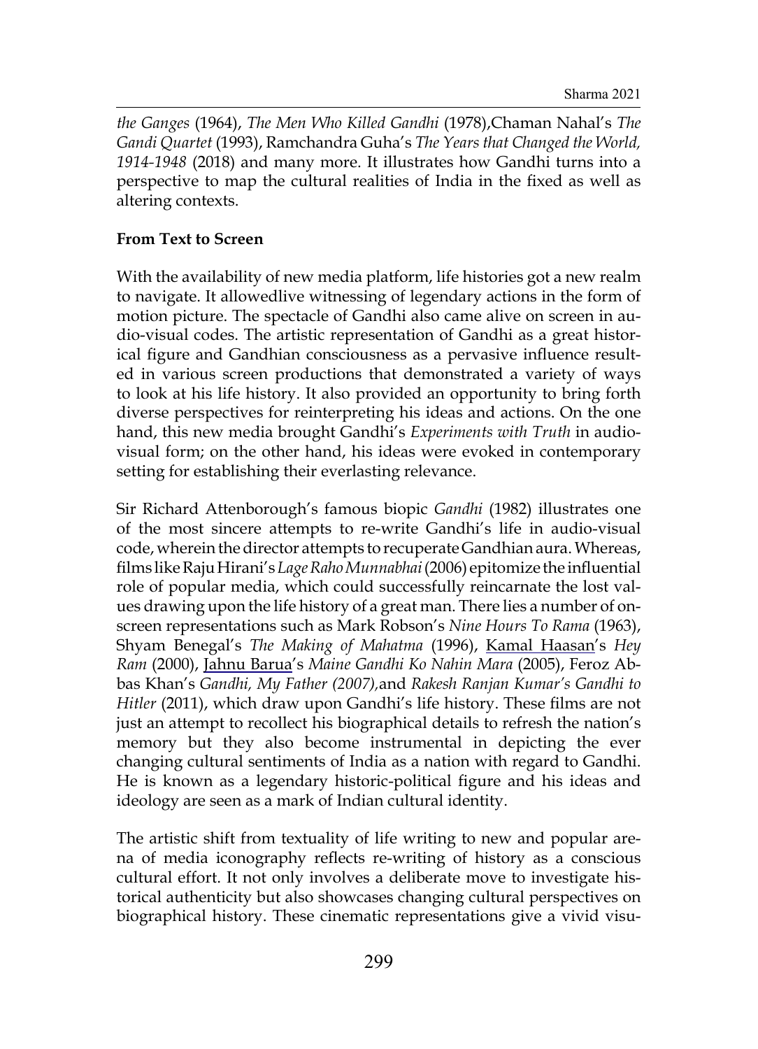*the Ganges* (1964), *The Men Who Killed Gandhi* (1978),Chaman Nahal's *The Gandi Quartet* (1993), Ramchandra Guha's *The Years that Changed the World, 1914-1948* (2018) and many more. It illustrates how Gandhi turns into a perspective to map the cultural realities of India in the fixed as well as altering contexts.

**From Text to Screen**

With the availability of new media platform, life histories got a new realm to navigate. It allowedlive witnessing of legendary actions in the form of motion picture. The spectacle of Gandhi also came alive on screen in audio-visual codes. The artistic representation of Gandhi as a great historical figure and Gandhian consciousness as a pervasive influence resulted in various screen productions that demonstrated a variety of ways to look at his life history. It also provided an opportunity to bring forth diverse perspectives for reinterpreting his ideas and actions. On the one hand, this new media brought Gandhi's *Experiments with Truth* in audio-visual form; on the other hand, his ideas were evoked in contemporary setting for establishing their everlasting relevance.

Sir Richard Attenborough's famous biopic *Gandhi* (1982) illustrates one of the most sincere attempts to re-write Gandhi's life in audio-visual code, wherein the director attempts to recuperate Gandhian aura. Whereas, films like Raju Hirani's *Lage Raho Munnabhai* (2006) epitomize the influential role of popular media, which could successfully reincarnate the lost values drawing upon the life history of a great man. There lies a number of on-screen representations such as Mark Robson's *Nine Hours To Rama* (1963), Shyam Benegal's *The Making of Mahatma* (1996), Kamal Haasan's *Hey Ram* (2000), Jahnu Barua's *Maine Gandhi Ko Nahin Mara* (2005), Feroz Abbas Khan's *Gandhi, My Father (2007),*and *Rakesh Ranjan Kumar's Gandhi to Hitler* (2011), which draw upon Gandhi's life history. These films are not just an attempt to recollect his biographical details to refresh the nation's memory but they also become instrumental in depicting the ever changing cultural sentiments of India as a nation with regard to Gandhi. He is known as a legendary historic-political figure and his ideas and ideology are seen as a mark of Indian cultural identity.

The artistic shift from textuality of life writing to new and popular arena of media iconography reflects re-writing of history as a conscious cultural effort. It not only involves a deliberate move to investigate historical authenticity but also showcases changing cultural perspectives on biographical history. These cinematic representations give a vivid visu-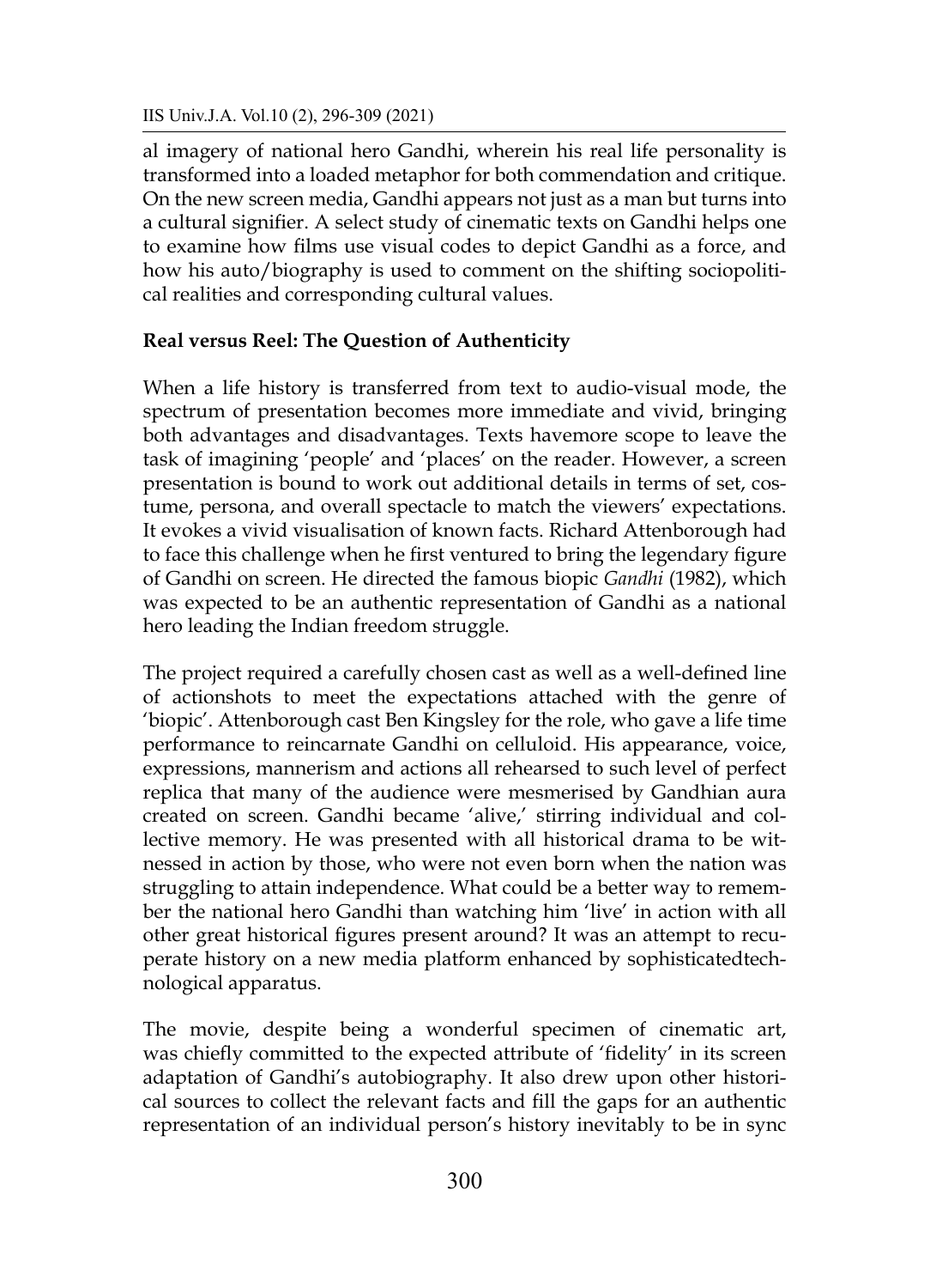al imagery of national hero Gandhi, wherein his real life personality is transformed into a loaded metaphor for both commendation and critique. On the new screen media, Gandhi appears not just as a man but turns into a cultural signifier. A select study of cinematic texts on Gandhi helps one to examine how films use visual codes to depict Gandhi as a force, and how his auto/biography is used to comment on the shifting sociopolitical realities and corresponding cultural values.

**Real versus Reel: The Question of Authenticity**

When a life history is transferred from text to audio-visual mode, the spectrum of presentation becomes more immediate and vivid, bringing both advantages and disadvantages. Texts havemore scope to leave the task of imagining 'people' and 'places' on the reader. However, a screen presentation is bound to work out additional details in terms of set, costume, persona, and overall spectacle to match the viewers' expectations. It evokes a vivid visualisation of known facts. Richard Attenborough had to face this challenge when he first ventured to bring the legendary figure of Gandhi on screen. He directed the famous biopic *Gandhi* (1982), which was expected to be an authentic representation of Gandhi as a national hero leading the Indian freedom struggle.

The project required a carefully chosen cast as well as a well-defined line of actionshots to meet the expectations attached with the genre of 'biopic'. Attenborough cast Ben Kingsley for the role, who gave a life time performance to reincarnate Gandhi on celluloid. His appearance, voice, expressions, mannerism and actions all rehearsed to such level of perfect replica that many of the audience were mesmerised by Gandhian aura created on screen. Gandhi became 'alive,' stirring individual and collective memory. He was presented with all historical drama to be witnessed in action by those, who were not even born when the nation was struggling to attain independence. What could be a better way to remember the national hero Gandhi than watching him 'live' in action with all other great historical figures present around? It was an attempt to recuperate history on a new media platform enhanced by sophisticatedtechnological apparatus.

The movie, despite being a wonderful specimen of cinematic art, was chiefly committed to the expected attribute of 'fidelity' in its screen adaptation of Gandhi's autobiography. It also drew upon other historical sources to collect the relevant facts and fill the gaps for an authentic representation of an individual person's history inevitably to be in sync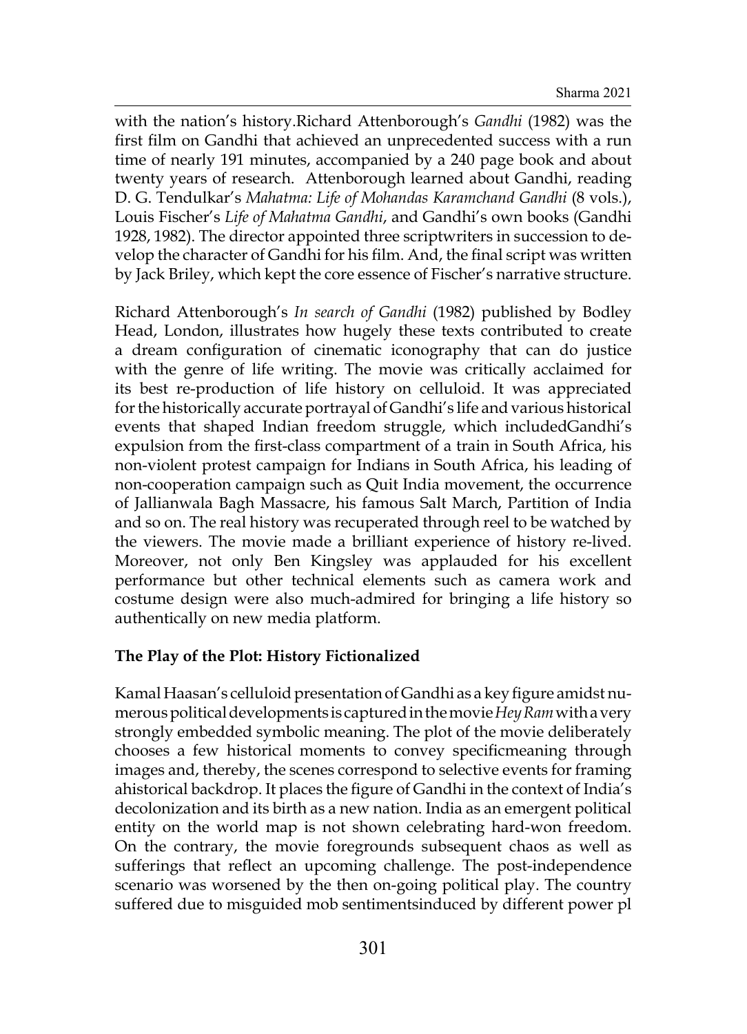with the nation's history.Richard Attenborough's *Gandhi* (1982) was the first film on Gandhi that achieved an unprecedented success with a run time of nearly 191 minutes, accompanied by a 240 page book and about twenty years of research. Attenborough learned about Gandhi, reading D. G. Tendulkar's *Mahatma: Life of Mohandas Karamchand Gandhi* (8 vols.), Louis Fischer's *Life of Mahatma Gandhi*, and Gandhi's own books (Gandhi 1928, 1982). The director appointed three scriptwriters in succession to develop the character of Gandhi for his film. And, the final script was written by Jack Briley, which kept the core essence of Fischer's narrative structure.

Richard Attenborough's *In search of Gandhi* (1982) published by Bodley Head, London, illustrates how hugely these texts contributed to create a dream configuration of cinematic iconography that can do justice with the genre of life writing. The movie was critically acclaimed for its best re-production of life history on celluloid. It was appreciated for the historically accurate portrayal of Gandhi's life and various historical events that shaped Indian freedom struggle, which includedGandhi's expulsion from the first-class compartment of a train in South Africa, his non-violent protest campaign for Indians in South Africa, his leading of non-cooperation campaign such as Quit India movement, the occurrence of Jallianwala Bagh Massacre, his famous Salt March, Partition of India and so on. The real history was recuperated through reel to be watched by the viewers. The movie made a brilliant experience of history re-lived. Moreover, not only Ben Kingsley was applauded for his excellent performance but other technical elements such as camera work and costume design were also much-admired for bringing a life history so authentically on new media platform.

**The Play of the Plot: History Fictionalized**

Kamal Haasan's celluloid presentation of Gandhi as a key figure amidst numerous political developments is captured in the movie *Hey Ram* with a very strongly embedded symbolic meaning. The plot of the movie deliberately chooses a few historical moments to convey specificmeaning through images and, thereby, the scenes correspond to selective events for framing ahistorical backdrop. It places the figure of Gandhi in the context of India's decolonization and its birth as a new nation. India as an emergent political entity on the world map is not shown celebrating hard-won freedom. On the contrary, the movie foregrounds subsequent chaos as well as sufferings that reflect an upcoming challenge. The post-independence scenario was worsened by the then on-going political play. The country suffered due to misguided mob sentimentsinduced by different power pl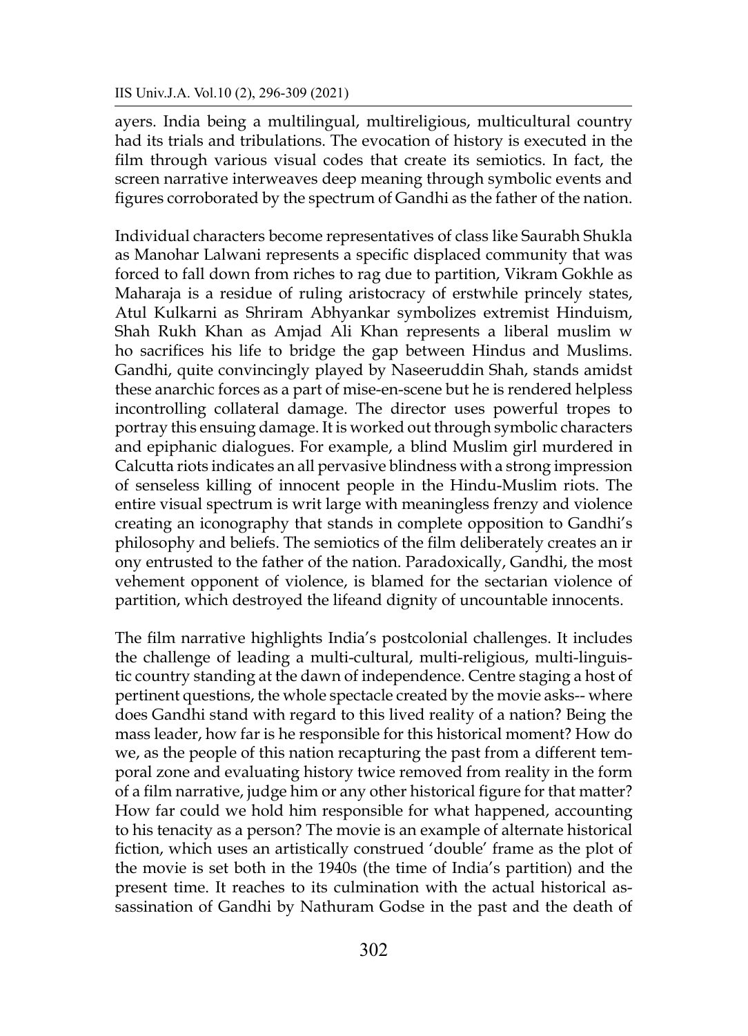ayers. India being a multilingual, multireligious, multicultural country had its trials and tribulations. The evocation of history is executed in the film through various visual codes that create its semiotics. In fact, the screen narrative interweaves deep meaning through symbolic events and figures corroborated by the spectrum of Gandhi as the father of the nation.

Individual characters become representatives of class like Saurabh Shukla as Manohar Lalwani represents a specific displaced community that was forced to fall down from riches to rag due to partition, Vikram Gokhle as Maharaja is a residue of ruling aristocracy of erstwhile princely states, Atul Kulkarni as Shriram Abhyankar symbolizes extremist Hinduism, Shah Rukh Khan as Amjad Ali Khan represents a liberal muslim w ho sacrifices his life to bridge the gap between Hindus and Muslims. Gandhi, quite convincingly played by Naseeruddin Shah, stands amidst these anarchic forces as a part of mise-en-scene but he is rendered helpless incontrolling collateral damage. The director uses powerful tropes to portray this ensuing damage. It is worked out through symbolic characters and epiphanic dialogues. For example, a blind Muslim girl murdered in Calcutta riots indicates an all pervasive blindness with a strong impression of senseless killing of innocent people in the Hindu-Muslim riots. The entire visual spectrum is writ large with meaningless frenzy and violence creating an iconography that stands in complete opposition to Gandhi's philosophy and beliefs. The semiotics of the film deliberately creates an ir ony entrusted to the father of the nation. Paradoxically, Gandhi, the most vehement opponent of violence, is blamed for the sectarian violence of partition, which destroyed the lifeand dignity of uncountable innocents.

The film narrative highlights India's postcolonial challenges. It includes the challenge of leading a multi-cultural, multi-religious, multi-linguistic country standing at the dawn of independence. Centre staging a host of pertinent questions, the whole spectacle created by the movie asks-- where does Gandhi stand with regard to this lived reality of a nation? Being the mass leader, how far is he responsible for this historical moment? How do we, as the people of this nation recapturing the past from a different temporal zone and evaluating history twice removed from reality in the form of a film narrative, judge him or any other historical figure for that matter? How far could we hold him responsible for what happened, accounting to his tenacity as a person? The movie is an example of alternate historical fiction, which uses an artistically construed 'double' frame as the plot of the movie is set both in the 1940s (the time of India's partition) and the present time. It reaches to its culmination with the actual historical assassination of Gandhi by Nathuram Godse in the past and the death of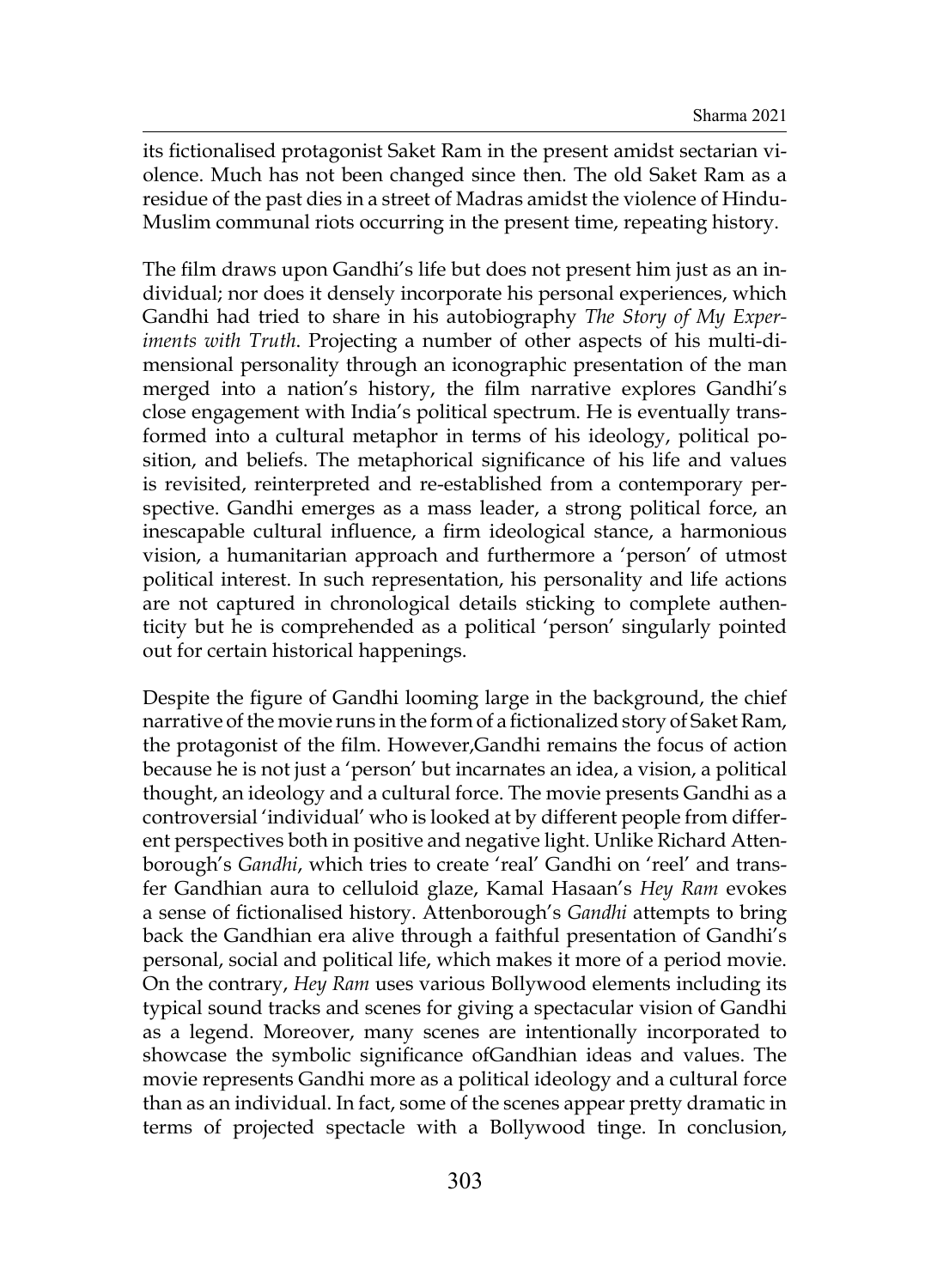its fictionalised protagonist Saket Ram in the present amidst sectarian violence. Much has not been changed since then. The old Saket Ram as a residue of the past dies in a street of Madras amidst the violence of Hindu-Muslim communal riots occurring in the present time, repeating history.

The film draws upon Gandhi's life but does not present him just as an individual; nor does it densely incorporate his personal experiences, which Gandhi had tried to share in his autobiography *The Story of My Experiments with Truth*. Projecting a number of other aspects of his multi-dimensional personality through an iconographic presentation of the man merged into a nation's history, the film narrative explores Gandhi's close engagement with India's political spectrum. He is eventually transformed into a cultural metaphor in terms of his ideology, political position, and beliefs. The metaphorical significance of his life and values is revisited, reinterpreted and re-established from a contemporary perspective. Gandhi emerges as a mass leader, a strong political force, an inescapable cultural influence, a firm ideological stance, a harmonious vision, a humanitarian approach and furthermore a 'person' of utmost political interest. In such representation, his personality and life actions are not captured in chronological details sticking to complete authenticity but he is comprehended as a political 'person' singularly pointed out for certain historical happenings.

Despite the figure of Gandhi looming large in the background, the chief narrative of the movie runs in the form of a fictionalized story of Saket Ram, the protagonist of the film. However,Gandhi remains the focus of action because he is not just a 'person' but incarnates an idea, a vision, a political thought, an ideology and a cultural force. The movie presents Gandhi as a controversial 'individual' who is looked at by different people from different perspectives both in positive and negative light. Unlike Richard Attenborough's *Gandhi*, which tries to create 'real' Gandhi on 'reel' and transfer Gandhian aura to celluloid glaze, Kamal Hasaan's *Hey Ram* evokes a sense of fictionalised history. Attenborough's *Gandhi* attempts to bring back the Gandhian era alive through a faithful presentation of Gandhi's personal, social and political life, which makes it more of a period movie. On the contrary, *Hey Ram* uses various Bollywood elements including its typical sound tracks and scenes for giving a spectacular vision of Gandhi as a legend. Moreover, many scenes are intentionally incorporated to showcase the symbolic significance ofGandhian ideas and values. The movie represents Gandhi more as a political ideology and a cultural force than as an individual. In fact, some of the scenes appear pretty dramatic in terms of projected spectacle with a Bollywood tinge. In conclusion,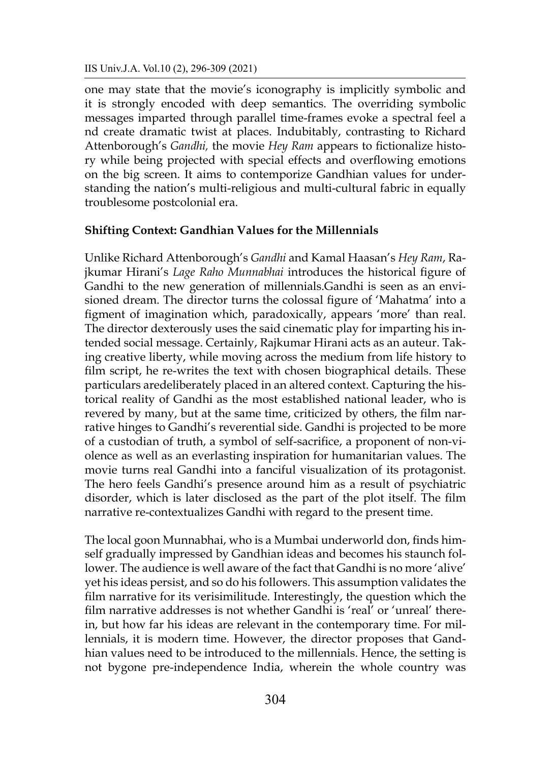one may state that the movie's iconography is implicitly symbolic and it is strongly encoded with deep semantics. The overriding symbolic messages imparted through parallel time-frames evoke a spectral feel a nd create dramatic twist at places. Indubitably, contrasting to Richard Attenborough's *Gandhi,* the movie *Hey Ram* appears to fictionalize history while being projected with special effects and overflowing emotions on the big screen. It aims to contemporize Gandhian values for understanding the nation's multi-religious and multi-cultural fabric in equally troublesome postcolonial era.

**Shifting Context: Gandhian Values for the Millennials**

Unlike Richard Attenborough's *Gandhi* and Kamal Haasan's *Hey Ram*, Rajkumar Hirani's *Lage Raho Munnabhai* introduces the historical figure of Gandhi to the new generation of millennials.Gandhi is seen as an envisioned dream. The director turns the colossal figure of 'Mahatma' into a figment of imagination which, paradoxically, appears 'more' than real. The director dexterously uses the said cinematic play for imparting his intended social message. Certainly, Rajkumar Hirani acts as an auteur. Taking creative liberty, while moving across the medium from life history to film script, he re-writes the text with chosen biographical details. These particulars aredeliberately placed in an altered context. Capturing the historical reality of Gandhi as the most established national leader, who is revered by many, but at the same time, criticized by others, the film narrative hinges to Gandhi's reverential side. Gandhi is projected to be more of a custodian of truth, a symbol of self-sacrifice, a proponent of non-violence as well as an everlasting inspiration for humanitarian values. The movie turns real Gandhi into a fanciful visualization of its protagonist. The hero feels Gandhi's presence around him as a result of psychiatric disorder, which is later disclosed as the part of the plot itself. The film narrative re-contextualizes Gandhi with regard to the present time.

The local goon Munnabhai, who is a Mumbai underworld don, finds himself gradually impressed by Gandhian ideas and becomes his staunch follower. The audience is well aware of the fact that Gandhi is no more 'alive' yet his ideas persist, and so do his followers. This assumption validates the film narrative for its verisimilitude. Interestingly, the question which the film narrative addresses is not whether Gandhi is 'real' or 'unreal' therein, but how far his ideas are relevant in the contemporary time. For millennials, it is modern time. However, the director proposes that Gandhian values need to be introduced to the millennials. Hence, the setting is not bygone pre-independence India, wherein the whole country was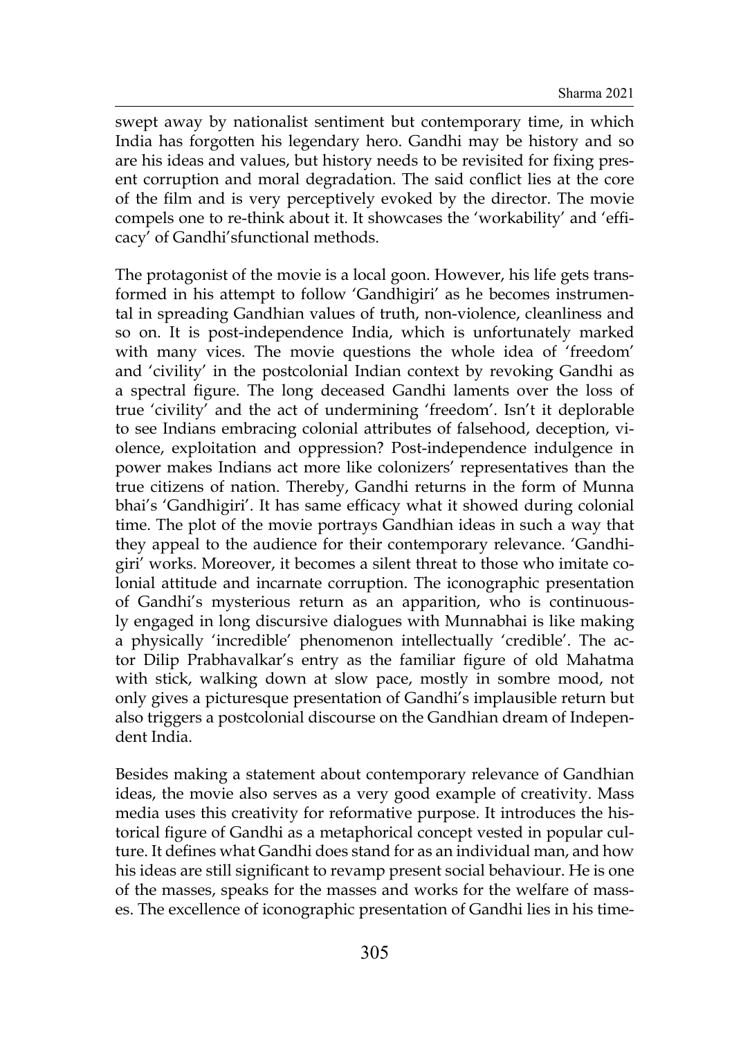swept away by nationalist sentiment but contemporary time, in which India has forgotten his legendary hero. Gandhi may be history and so are his ideas and values, but history needs to be revisited for fixing present corruption and moral degradation. The said conflict lies at the core of the film and is very perceptively evoked by the director. The movie compels one to re-think about it. It showcases the 'workability' and 'efficacy' of Gandhi'sfunctional methods.

The protagonist of the movie is a local goon. However, his life gets transformed in his attempt to follow 'Gandhigiri' as he becomes instrumental in spreading Gandhian values of truth, non-violence, cleanliness and so on. It is post-independence India, which is unfortunately marked with many vices. The movie questions the whole idea of 'freedom' and 'civility' in the postcolonial Indian context by revoking Gandhi as a spectral figure. The long deceased Gandhi laments over the loss of true 'civility' and the act of undermining 'freedom'. Isn't it deplorable to see Indians embracing colonial attributes of falsehood, deception, violence, exploitation and oppression? Post-independence indulgence in power makes Indians act more like colonizers' representatives than the true citizens of nation. Thereby, Gandhi returns in the form of Munna bhai's 'Gandhigiri'. It has same efficacy what it showed during colonial time. The plot of the movie portrays Gandhian ideas in such a way that they appeal to the audience for their contemporary relevance. 'Gandhigiri' works. Moreover, it becomes a silent threat to those who imitate colonial attitude and incarnate corruption. The iconographic presentation of Gandhi's mysterious return as an apparition, who is continuously engaged in long discursive dialogues with Munnabhai is like making a physically 'incredible' phenomenon intellectually 'credible'. The actor Dilip Prabhavalkar's entry as the familiar figure of old Mahatma with stick, walking down at slow pace, mostly in sombre mood, not only gives a picturesque presentation of Gandhi's implausible return but also triggers a postcolonial discourse on the Gandhian dream of Independent India.

Besides making a statement about contemporary relevance of Gandhian ideas, the movie also serves as a very good example of creativity. Mass media uses this creativity for reformative purpose. It introduces the historical figure of Gandhi as a metaphorical concept vested in popular culture. It defines what Gandhi does stand for as an individual man, and how his ideas are still significant to revamp present social behaviour. He is one of the masses, speaks for the masses and works for the welfare of masses. The excellence of iconographic presentation of Gandhi lies in his time-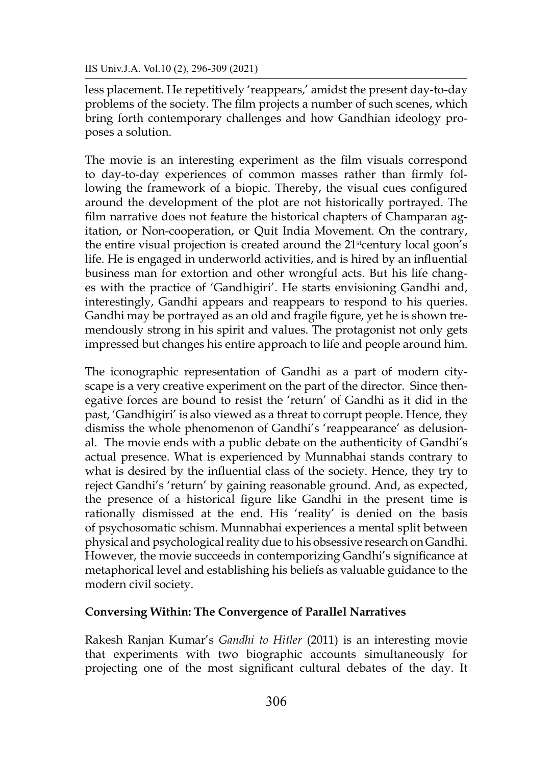less placement. He repetitively 'reappears,' amidst the present day-to-day problems of the society. The film projects a number of such scenes, which bring forth contemporary challenges and how Gandhian ideology proposes a solution.

The movie is an interesting experiment as the film visuals correspond to day-to-day experiences of common masses rather than firmly following the framework of a biopic. Thereby, the visual cues configured around the development of the plot are not historically portrayed. The film narrative does not feature the historical chapters of Champaran agitation, or Non-cooperation, or Quit India Movement. On the contrary, the entire visual projection is created around the 21st century local goon's life. He is engaged in underworld activities, and is hired by an influential business man for extortion and other wrongful acts. But his life changes with the practice of 'Gandhigiri'. He starts envisioning Gandhi and, interestingly, Gandhi appears and reappears to respond to his queries. Gandhi may be portrayed as an old and fragile figure, yet he is shown tremendously strong in his spirit and values. The protagonist not only gets impressed but changes his entire approach to life and people around him.

The iconographic representation of Gandhi as a part of modern cityscape is a very creative experiment on the part of the director. Since thenegative forces are bound to resist the 'return' of Gandhi as it did in the past, 'Gandhigiri' is also viewed as a threat to corrupt people. Hence, they dismiss the whole phenomenon of Gandhi's 'reappearance' as delusional. The movie ends with a public debate on the authenticity of Gandhi's actual presence. What is experienced by Munnabhai stands contrary to what is desired by the influential class of the society. Hence, they try to reject Gandhi's 'return' by gaining reasonable ground. And, as expected, the presence of a historical figure like Gandhi in the present time is rationally dismissed at the end. His 'reality' is denied on the basis of psychosomatic schism. Munnabhai experiences a mental split between physical and psychological reality due to his obsessive research on Gandhi. However, the movie succeeds in contemporizing Gandhi's significance at metaphorical level and establishing his beliefs as valuable guidance to the modern civil society.

**Conversing Within: The Convergence of Parallel Narratives**

Rakesh Ranjan Kumar's *Gandhi to Hitler* (2011) is an interesting movie that experiments with two biographic accounts simultaneously for projecting one of the most significant cultural debates of the day. It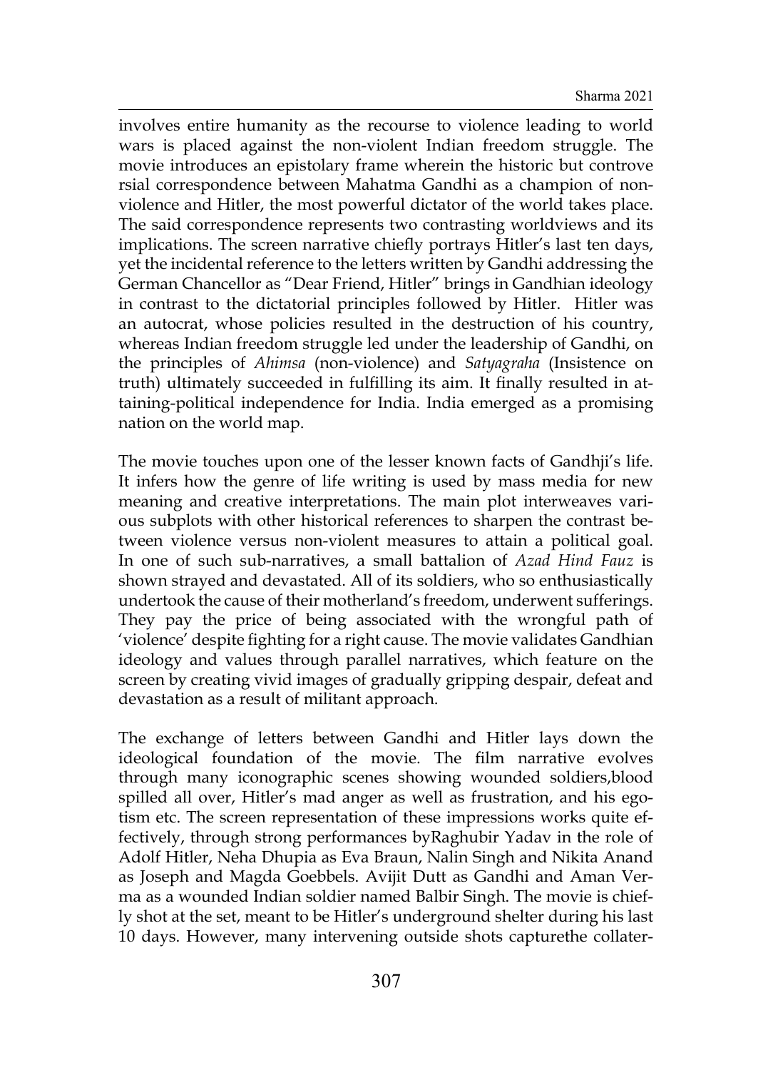involves entire humanity as the recourse to violence leading to world wars is placed against the non-violent Indian freedom struggle. The movie introduces an epistolary frame wherein the historic but controve rsial correspondence between Mahatma Gandhi as a champion of non-violence and Hitler, the most powerful dictator of the world takes place. The said correspondence represents two contrasting worldviews and its implications. The screen narrative chiefly portrays Hitler's last ten days, yet the incidental reference to the letters written by Gandhi addressing the German Chancellor as "Dear Friend, Hitler" brings in Gandhian ideology in contrast to the dictatorial principles followed by Hitler. Hitler was an autocrat, whose policies resulted in the destruction of his country, whereas Indian freedom struggle led under the leadership of Gandhi, on the principles of *Ahimsa* (non-violence) and *Satyagraha* (Insistence on truth) ultimately succeeded in fulfilling its aim. It finally resulted in attaining-political independence for India. India emerged as a promising nation on the world map.

The movie touches upon one of the lesser known facts of Gandhji's life. It infers how the genre of life writing is used by mass media for new meaning and creative interpretations. The main plot interweaves various subplots with other historical references to sharpen the contrast between violence versus non-violent measures to attain a political goal. In one of such sub-narratives, a small battalion of *Azad Hind Fauz* is shown strayed and devastated. All of its soldiers, who so enthusiastically undertook the cause of their motherland's freedom, underwent sufferings. They pay the price of being associated with the wrongful path of 'violence' despite fighting for a right cause. The movie validates Gandhian ideology and values through parallel narratives, which feature on the screen by creating vivid images of gradually gripping despair, defeat and devastation as a result of militant approach.

The exchange of letters between Gandhi and Hitler lays down the ideological foundation of the movie. The film narrative evolves through many iconographic scenes showing wounded soldiers,blood spilled all over, Hitler's mad anger as well as frustration, and his egotism etc. The screen representation of these impressions works quite effectively, through strong performances byRaghubir Yadav in the role of Adolf Hitler, Neha Dhupia as Eva Braun, Nalin Singh and Nikita Anand as Joseph and Magda Goebbels. Avijit Dutt as Gandhi and Aman Verma as a wounded Indian soldier named Balbir Singh. The movie is chiefly shot at the set, meant to be Hitler's underground shelter during his last 10 days. However, many intervening outside shots capturethe collater-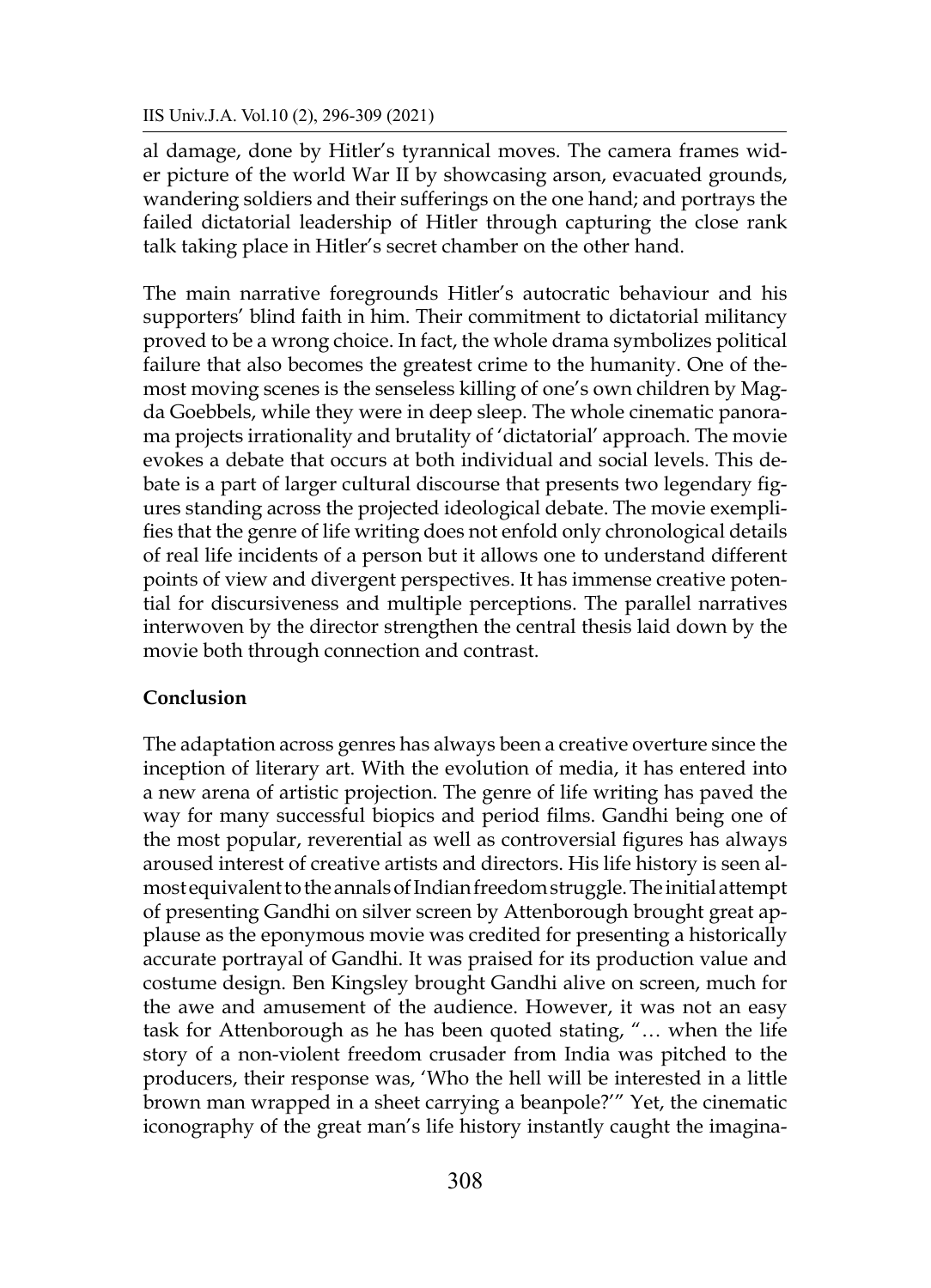al damage, done by Hitler's tyrannical moves. The camera frames wider picture of the world War II by showcasing arson, evacuated grounds, wandering soldiers and their sufferings on the one hand; and portrays the failed dictatorial leadership of Hitler through capturing the close rank talk taking place in Hitler's secret chamber on the other hand.

The main narrative foregrounds Hitler's autocratic behaviour and his supporters' blind faith in him. Their commitment to dictatorial militancy proved to be a wrong choice. In fact, the whole drama symbolizes political failure that also becomes the greatest crime to the humanity. One of themost moving scenes is the senseless killing of one's own children by Magda Goebbels, while they were in deep sleep. The whole cinematic panorama projects irrationality and brutality of 'dictatorial' approach. The movie evokes a debate that occurs at both individual and social levels. This debate is a part of larger cultural discourse that presents two legendary figures standing across the projected ideological debate. The movie exemplifies that the genre of life writing does not enfold only chronological details of real life incidents of a person but it allows one to understand different points of view and divergent perspectives. It has immense creative potential for discursiveness and multiple perceptions. The parallel narratives interwoven by the director strengthen the central thesis laid down by the movie both through connection and contrast.

**Conclusion**

The adaptation across genres has always been a creative overture since the inception of literary art. With the evolution of media, it has entered into a new arena of artistic projection. The genre of life writing has paved the way for many successful biopics and period films. Gandhi being one of the most popular, reverential as well as controversial figures has always aroused interest of creative artists and directors. His life history is seen almost equivalent to the annals of Indian freedom struggle. The initial attempt of presenting Gandhi on silver screen by Attenborough brought great applause as the eponymous movie was credited for presenting a historically accurate portrayal of Gandhi. It was praised for its production value and costume design. Ben Kingsley brought Gandhi alive on screen, much for the awe and amusement of the audience. However, it was not an easy task for Attenborough as he has been quoted stating, "… when the life story of a non-violent freedom crusader from India was pitched to the producers, their response was, 'Who the hell will be interested in a little brown man wrapped in a sheet carrying a beanpole?'" Yet, the cinematic iconography of the great man's life history instantly caught the imagina-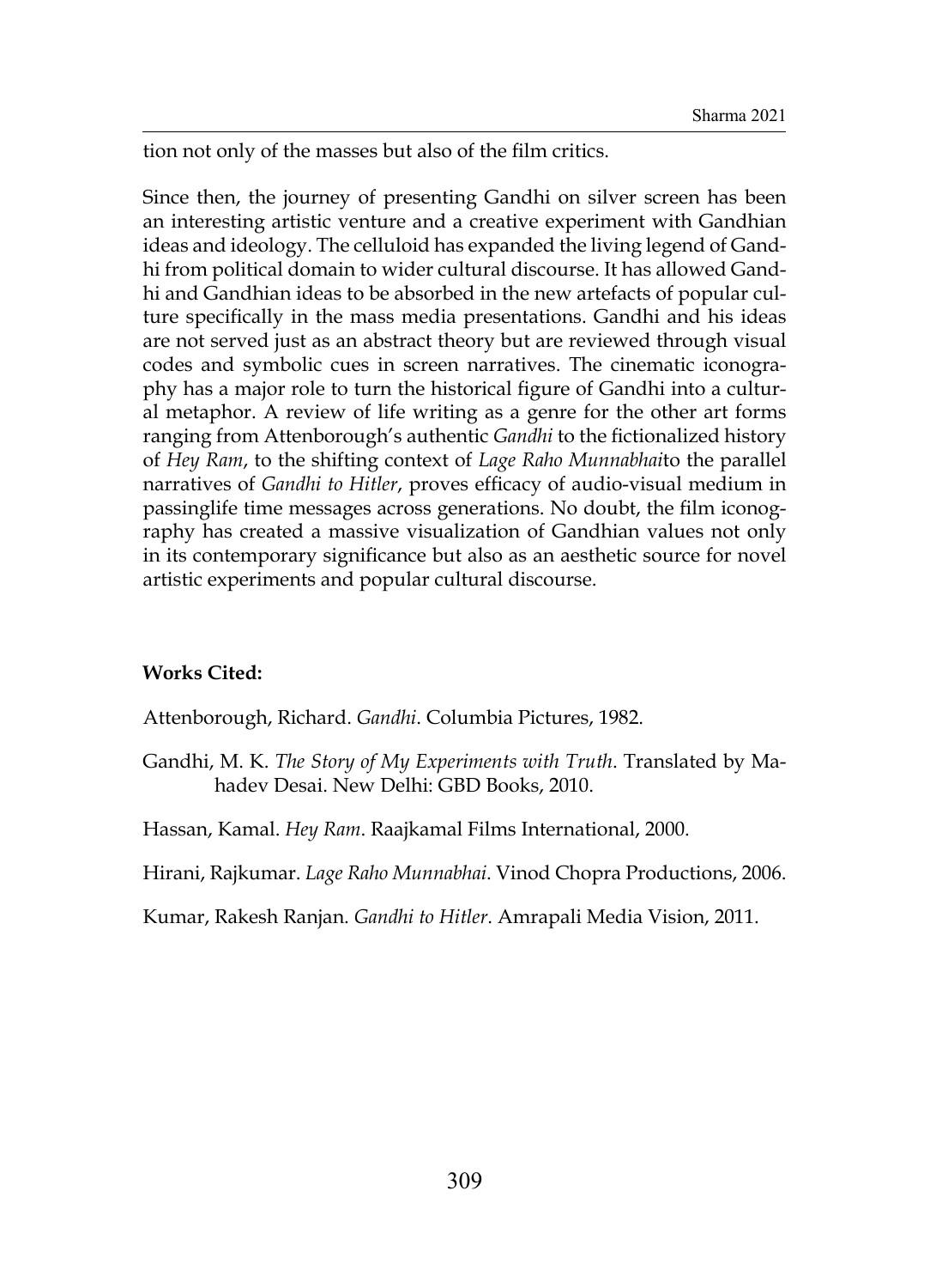tion not only of the masses but also of the film critics.

Since then, the journey of presenting Gandhi on silver screen has been an interesting artistic venture and a creative experiment with Gandhian ideas and ideology. The celluloid has expanded the living legend of Gandhi from political domain to wider cultural discourse. It has allowed Gandhi and Gandhian ideas to be absorbed in the new artefacts of popular culture specifically in the mass media presentations. Gandhi and his ideas are not served just as an abstract theory but are reviewed through visual codes and symbolic cues in screen narratives. The cinematic iconography has a major role to turn the historical figure of Gandhi into a cultural metaphor. A review of life writing as a genre for the other art forms ranging from Attenborough's authentic *Gandhi* to the fictionalized history of *Hey Ram*, to the shifting context of *Lage Raho Munnabhai*to the parallel narratives of *Gandhi to Hitler*, proves efficacy of audio-visual medium in passinglife time messages across generations. No doubt, the film iconography has created a massive visualization of Gandhian values not only in its contemporary significance but also as an aesthetic source for novel artistic experiments and popular cultural discourse.

**Works Cited:**

Attenborough, Richard. *Gandhi*. Columbia Pictures, 1982.

Gandhi, M. K. *The Story of My Experiments with Truth*. Translated by Mahadev Desai. New Delhi: GBD Books, 2010.

Hassan, Kamal. *Hey Ram*. Raajkamal Films International, 2000.

Hirani, Rajkumar. *Lage Raho Munnabhai*. Vinod Chopra Productions, 2006.

Kumar, Rakesh Ranjan. *Gandhi to Hitler*. Amrapali Media Vision, 2011.